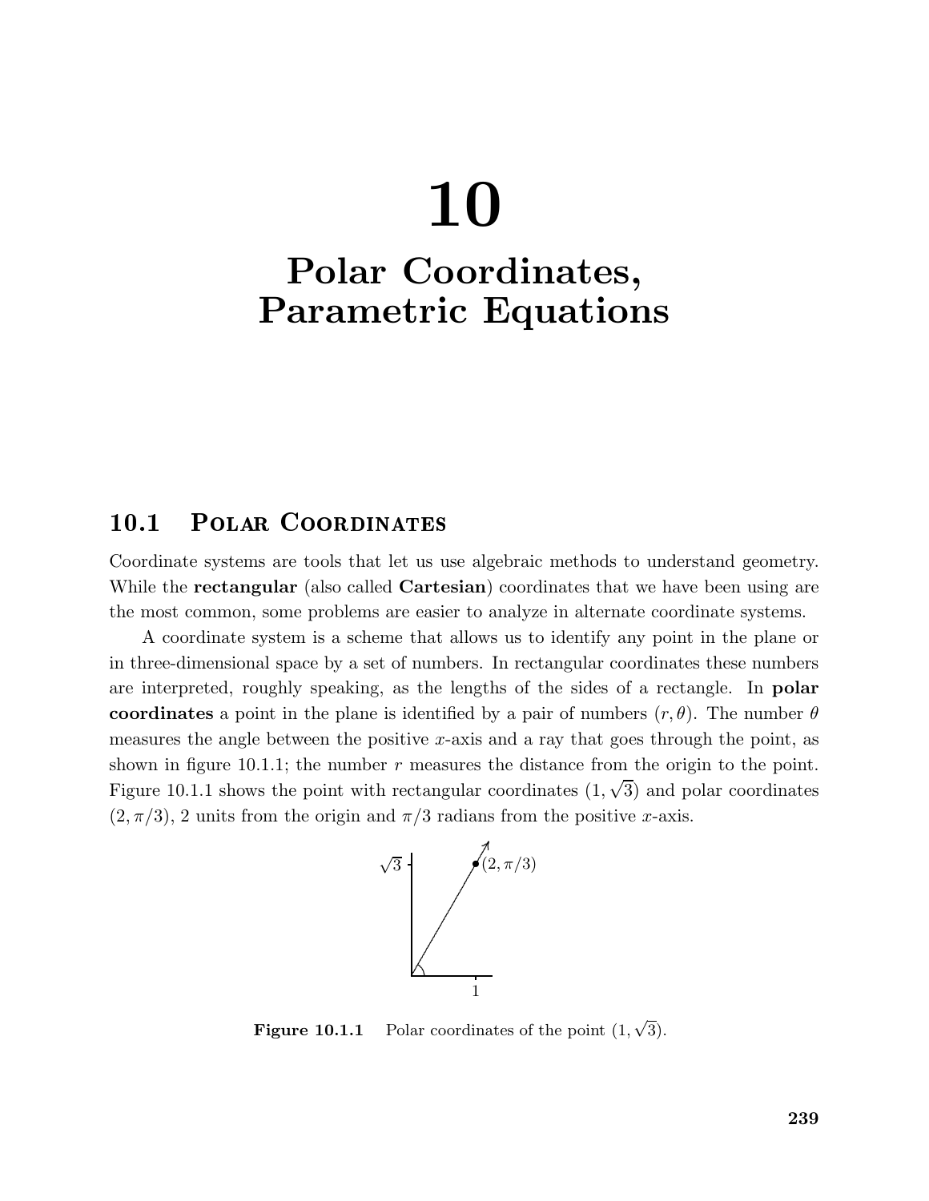# 10

# Polar Coordinates, Parametric Equations

## 10.1 Polar Coordinates

Coordinate systems are tools that let us use algebraic methods to understand geometry. While the **rectangular** (also called **Cartesian**) coordinates that we have been using are the most common, some problems are easier to analyze in alternate coordinate systems.

A coordinate system is a scheme that allows us to identify any point in the plane or in three-dimensional space by a set of numbers. In rectangular coordinates these numbers are interpreted, roughly speaking, as the lengths of the sides of a rectangle. In **polar coordinates** a point in the plane is identified by a pair of numbers $(r, \theta)$. The number $\theta$ measures the angle between the positive $x$-axis and a ray that goes through the point, as shown in figure 10.1.1; the number $r$ measures the distance from the origin to the point. Figure 10.1.1 shows the point with rectangular coordinates $(1, \sqrt{3})$ and polar coordinates $(2, \pi/3)$, 2 units from the origin and $\pi/3$ radians from the positive $x$-axis.

**Figure 10.1.1** Polar coordinates of the point $(1, \sqrt{3})$.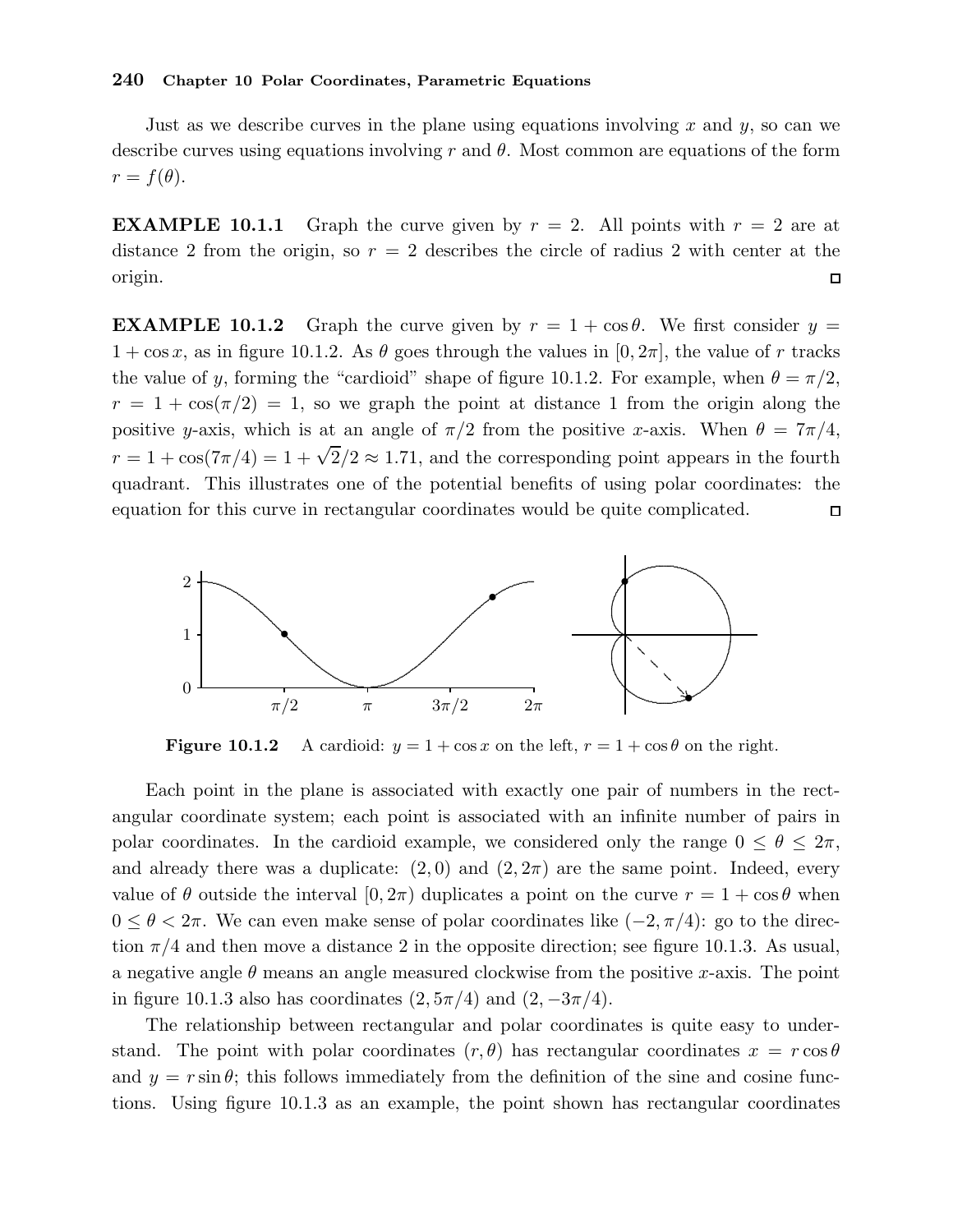Just as we describe curves in the plane using equations involving $x$ and $y$, so can we describe curves using equations involving $r$ and $\theta$. Most common are equations of the form $r = f(\theta)$.

**EXAMPLE 10.1.1** Graph the curve given by $r = 2$. All points with $r = 2$ are at distance 2 from the origin, so $r = 2$ describes the circle of radius 2 with center at the origin. □

**EXAMPLE 10.1.2** Graph the curve given by $r = 1 + \cos\theta$. We first consider $y = 1 + \cos x$, as in figure 10.1.2. As $\theta$ goes through the values in $[0, 2\pi]$, the value of $r$ tracks the value of $y$, forming the "cardioid" shape of figure 10.1.2. For example, when $\theta = \pi/2$, $r = 1 + \cos(\pi/2) = 1$, so we graph the point at distance 1 from the origin along the positive $y$-axis, which is at an angle of $\pi/2$ from the positive $x$-axis. When $\theta = 7\pi/4$, $r = 1 + \cos(7\pi/4) = 1 + \sqrt{2}/2 \approx 1.71$, and the corresponding point appears in the fourth quadrant. This illustrates one of the potential benefits of using polar coordinates: the equation for this curve in rectangular coordinates would be quite complicated. □

**Figure 10.1.2** A cardioid: $y = 1 + \cos x$ on the left, $r = 1 + \cos\theta$ on the right.

Each point in the plane is associated with exactly one pair of numbers in the rectangular coordinate system; each point is associated with an infinite number of pairs in polar coordinates. In the cardioid example, we considered only the range $0 \le \theta \le 2\pi$, and already there was a duplicate: $(2, 0)$ and $(2, 2\pi)$ are the same point. Indeed, every value of $\theta$ outside the interval $[0, 2\pi)$ duplicates a point on the curve $r = 1 + \cos\theta$ when $0 \le \theta < 2\pi$. We can even make sense of polar coordinates like $(-2, \pi/4)$: go to the direction $\pi/4$ and then move a distance 2 in the opposite direction; see figure 10.1.3. As usual, a negative angle $\theta$ means an angle measured clockwise from the positive $x$-axis. The point in figure 10.1.3 also has coordinates $(2, 5\pi/4)$ and $(2, -3\pi/4)$.

The relationship between rectangular and polar coordinates is quite easy to understand. The point with polar coordinates $(r, \theta)$ has rectangular coordinates $x = r\cos\theta$ and $y = r\sin\theta$; this follows immediately from the definition of the sine and cosine functions. Using figure 10.1.3 as an example, the point shown has rectangular coordinates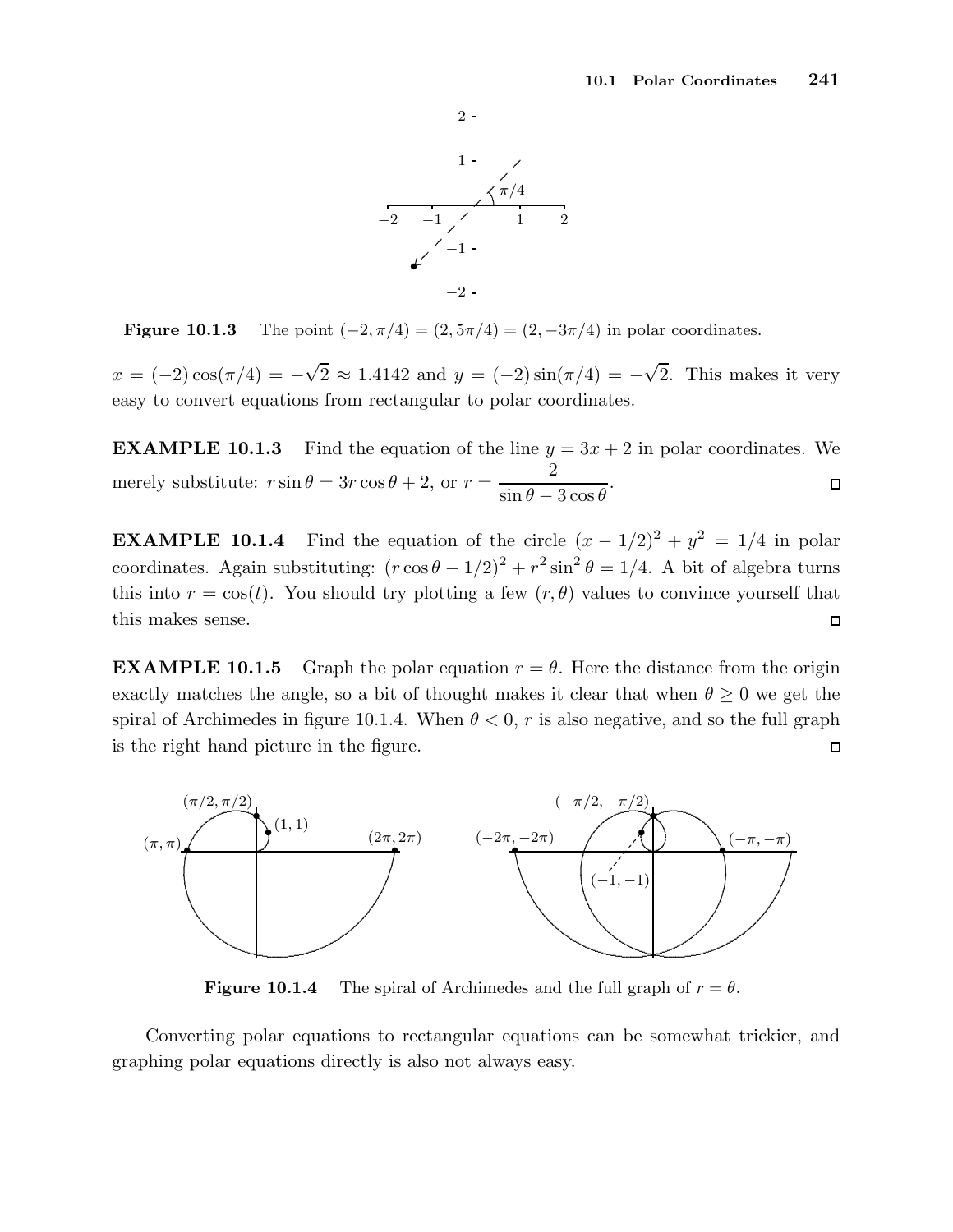**Figure 10.1.3** The point $(-2, \pi/4) = (2, 5\pi/4) = (2, -3\pi/4)$ in polar coordinates.

$x = (-2)\cos(\pi/4) = -\sqrt{2} \approx 1.4142$ and $y = (-2)\sin(\pi/4) = -\sqrt{2}$. This makes it very easy to convert equations from rectangular to polar coordinates.

**EXAMPLE 10.1.3** Find the equation of the line $y = 3x + 2$ in polar coordinates. We merely substitute: $r \sin\theta = 3r\cos\theta + 2$, or $r = \dfrac{2}{\sin\theta - 3\cos\theta}$. □

**EXAMPLE 10.1.4** Find the equation of the circle $(x - 1/2)^2 + y^2 = 1/4$ in polar coordinates. Again substituting: $(r\cos\theta - 1/2)^2 + r^2\sin^2\theta = 1/4$. A bit of algebra turns this into $r = \cos(t)$. You should try plotting a few $(r, \theta)$ values to convince yourself that this makes sense. □

**EXAMPLE 10.1.5** Graph the polar equation $r = \theta$. Here the distance from the origin exactly matches the angle, so a bit of thought makes it clear that when $\theta \geq 0$ we get the spiral of Archimedes in figure 10.1.4. When $\theta < 0$, $r$ is also negative, and so the full graph is the right hand picture in the figure. □

**Figure 10.1.4** The spiral of Archimedes and the full graph of $r = \theta$.

Converting polar equations to rectangular equations can be somewhat trickier, and graphing polar equations directly is also not always easy.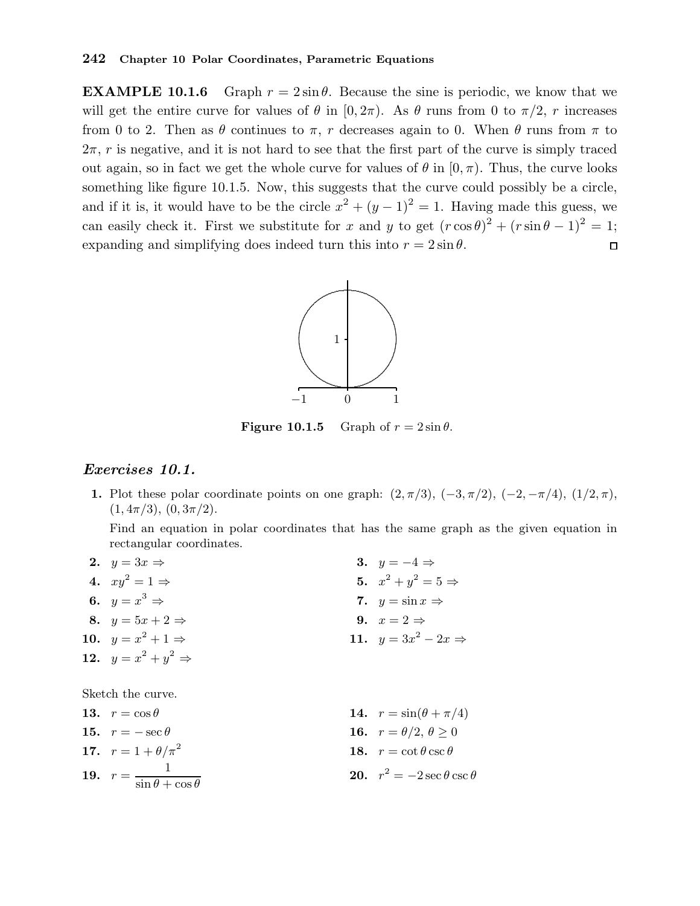**EXAMPLE 10.1.6** Graph $r = 2\sin\theta$. Because the sine is periodic, we know that we will get the entire curve for values of $\theta$ in $[0, 2\pi)$. As $\theta$ runs from 0 to $\pi/2$, $r$ increases from 0 to 2. Then as $\theta$ continues to $\pi$, $r$ decreases again to 0. When $\theta$ runs from $\pi$ to $2\pi$, $r$ is negative, and it is not hard to see that the first part of the curve is simply traced out again, so in fact we get the whole curve for values of $\theta$ in $[0, \pi)$. Thus, the curve looks something like figure 10.1.5. Now, this suggests that the curve could possibly be a circle, and if it is, it would have to be the circle $x^2 + (y-1)^2 = 1$. Having made this guess, we can easily check it. First we substitute for $x$ and $y$ to get $(r\cos\theta)^2 + (r\sin\theta - 1)^2 = 1$; expanding and simplifying does indeed turn this into $r = 2\sin\theta$. □

**Figure 10.1.5** Graph of $r = 2\sin\theta$.

### *Exercises 10.1.*

**1.** Plot these polar coordinate points on one graph: $(2, \pi/3)$, $(-3, \pi/2)$, $(-2, -\pi/4)$, $(1/2, \pi)$, $(1, 4\pi/3)$, $(0, 3\pi/2)$.

Find an equation in polar coordinates that has the same graph as the given equation in rectangular coordinates.

**2.** $y = 3x \Rightarrow$

**3.** $y = -4 \Rightarrow$

**4.** $xy^2 = 1 \Rightarrow$

**5.** $x^2 + y^2 = 5 \Rightarrow$

**6.** $y = x^3 \Rightarrow$

**7.** $y = \sin x \Rightarrow$

**8.** $y = 5x + 2 \Rightarrow$

**9.** $x = 2 \Rightarrow$

**10.** $y = x^2 + 1 \Rightarrow$

**11.** $y = 3x^2 - 2x \Rightarrow$

**12.** $y = x^2 + y^2 \Rightarrow$

Sketch the curve.

**13.** $r = \cos\theta$

**14.** $r = \sin(\theta + \pi/4)$

**15.** $r = -\sec\theta$

**16.** $r = \theta/2$, $\theta \geq 0$

**17.** $r = 1 + \theta/\pi^2$

**18.** $r = \cot\theta\csc\theta$

**19.** $r = \dfrac{1}{\sin\theta + \cos\theta}$

**20.** $r^2 = -2\sec\theta\csc\theta$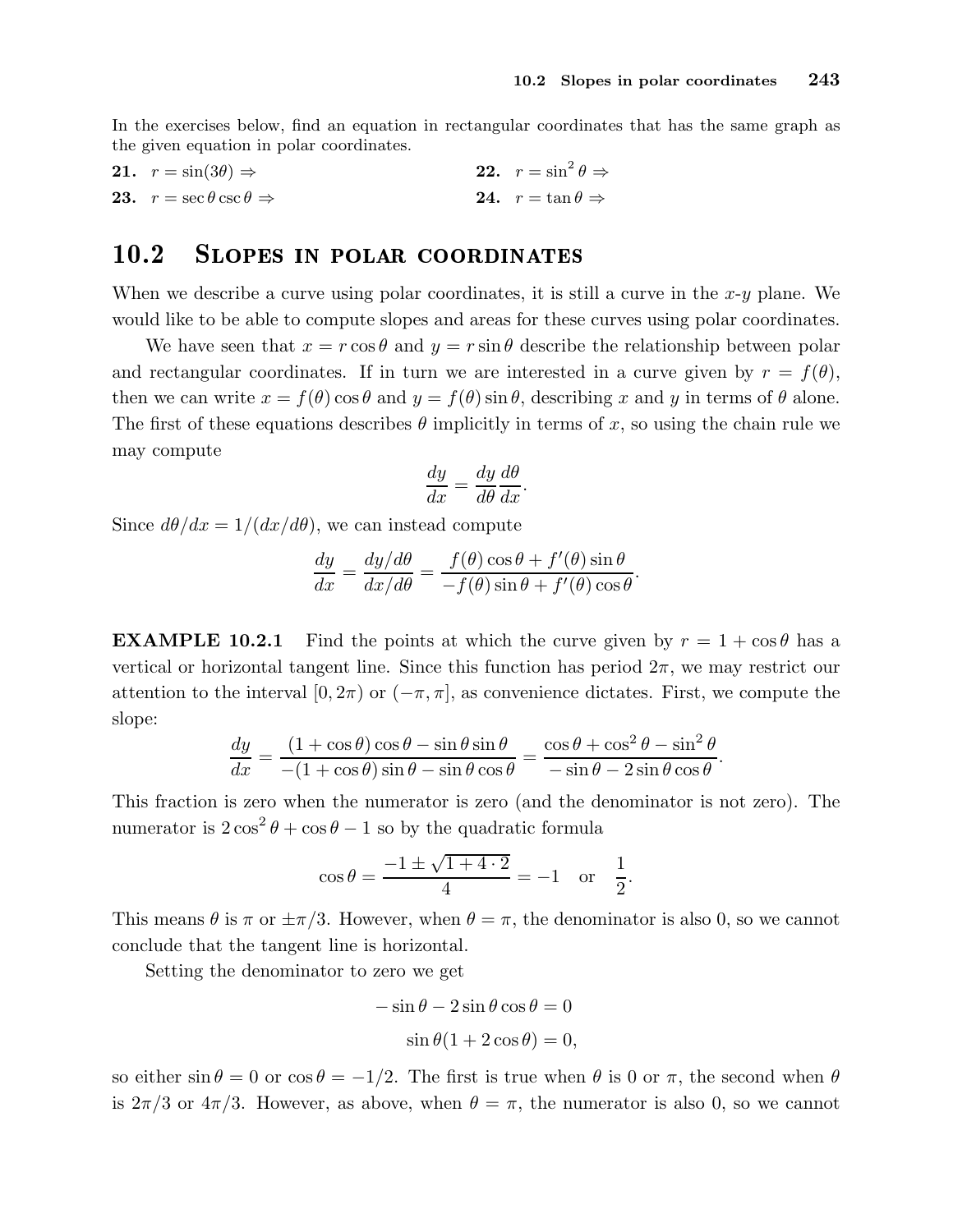In the exercises below, find an equation in rectangular coordinates that has the same graph as the given equation in polar coordinates.

**21.** $r = \sin(3\theta) \Rightarrow$

**22.** $r = \sin^2\theta \Rightarrow$

**23.** $r = \sec\theta\csc\theta \Rightarrow$

**24.** $r = \tan\theta \Rightarrow$

## 10.2 Slopes in polar coordinates

When we describe a curve using polar coordinates, it is still a curve in the $x$-$y$ plane. We would like to be able to compute slopes and areas for these curves using polar coordinates.

We have seen that $x = r\cos\theta$ and $y = r\sin\theta$ describe the relationship between polar and rectangular coordinates. If in turn we are interested in a curve given by $r = f(\theta)$, then we can write $x = f(\theta)\cos\theta$ and $y = f(\theta)\sin\theta$, describing $x$ and $y$ in terms of $\theta$ alone. The first of these equations describes $\theta$ implicitly in terms of $x$, so using the chain rule we may compute

$$\frac{dy}{dx} = \frac{dy}{d\theta}\frac{d\theta}{dx}.$$

Since $d\theta/dx = 1/(dx/d\theta)$, we can instead compute

$$\frac{dy}{dx} = \frac{dy/d\theta}{dx/d\theta} = \frac{f(\theta)\cos\theta + f'(\theta)\sin\theta}{-f(\theta)\sin\theta + f'(\theta)\cos\theta}.$$

**EXAMPLE 10.2.1** Find the points at which the curve given by $r = 1 + \cos\theta$ has a vertical or horizontal tangent line. Since this function has period $2\pi$, we may restrict our attention to the interval $[0, 2\pi)$ or $(-\pi, \pi]$, as convenience dictates. First, we compute the slope:

$$\frac{dy}{dx} = \frac{(1+\cos\theta)\cos\theta - \sin\theta\sin\theta}{-(1+\cos\theta)\sin\theta - \sin\theta\cos\theta} = \frac{\cos\theta + \cos^2\theta - \sin^2\theta}{-\sin\theta - 2\sin\theta\cos\theta}.$$

This fraction is zero when the numerator is zero (and the denominator is not zero). The numerator is $2\cos^2\theta + \cos\theta - 1$ so by the quadratic formula

$$\cos\theta = \frac{-1 \pm \sqrt{1 + 4\cdot 2}}{4} = -1 \quad \text{or} \quad \frac{1}{2}.$$

This means $\theta$ is $\pi$ or $\pm\pi/3$. However, when $\theta = \pi$, the denominator is also 0, so we cannot conclude that the tangent line is horizontal.

Setting the denominator to zero we get

$$-\sin\theta - 2\sin\theta\cos\theta = 0$$

$$\sin\theta(1 + 2\cos\theta) = 0,$$

so either $\sin\theta = 0$ or $\cos\theta = -1/2$. The first is true when $\theta$ is 0 or $\pi$, the second when $\theta$ is $2\pi/3$ or $4\pi/3$. However, as above, when $\theta = \pi$, the numerator is also 0, so we cannot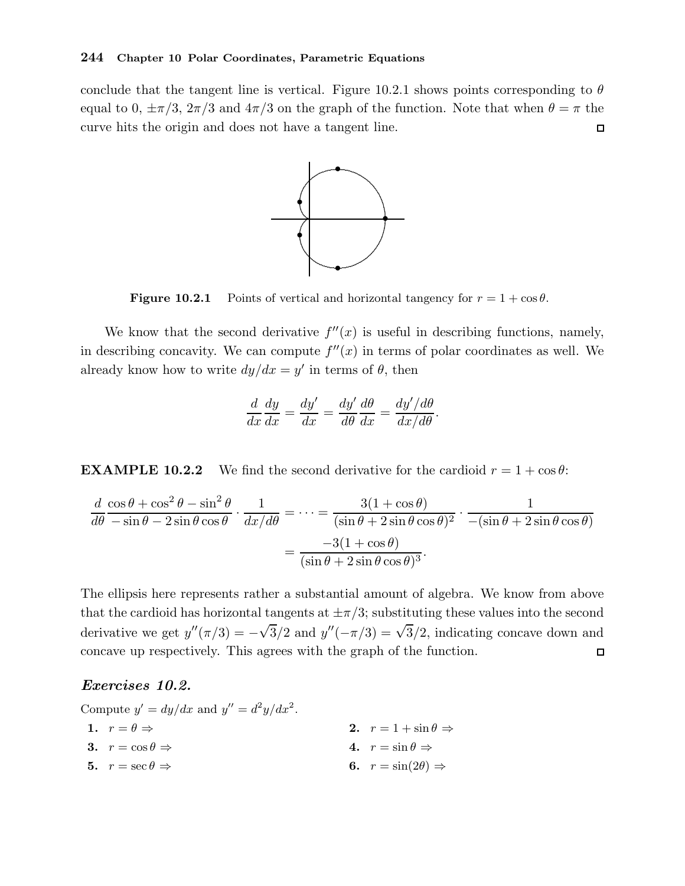conclude that the tangent line is vertical. Figure 10.2.1 shows points corresponding to $\theta$ equal to 0, $\pm\pi/3$, $2\pi/3$ and $4\pi/3$ on the graph of the function. Note that when $\theta = \pi$ the curve hits the origin and does not have a tangent line. □

**Figure 10.2.1** Points of vertical and horizontal tangency for $r = 1 + \cos\theta$.

We know that the second derivative $f''(x)$ is useful in describing functions, namely, in describing concavity. We can compute $f''(x)$ in terms of polar coordinates as well. We already know how to write $dy/dx = y'$ in terms of $\theta$, then

$$\frac{d}{dx}\frac{dy}{dx} = \frac{dy'}{dx} = \frac{dy'}{d\theta}\frac{d\theta}{dx} = \frac{dy'/d\theta}{dx/d\theta}.$$

**EXAMPLE 10.2.2** We find the second derivative for the cardioid $r = 1 + \cos\theta$:

$$\begin{aligned}\frac{d}{d\theta}\frac{\cos\theta + \cos^2\theta - \sin^2\theta}{-\sin\theta - 2\sin\theta\cos\theta} \cdot \frac{1}{dx/d\theta} &= \cdots = \frac{3(1+\cos\theta)}{(\sin\theta + 2\sin\theta\cos\theta)^2} \cdot \frac{1}{-(\sin\theta + 2\sin\theta\cos\theta)} \\ &= \frac{-3(1+\cos\theta)}{(\sin\theta + 2\sin\theta\cos\theta)^3}.\end{aligned}$$

The ellipsis here represents rather a substantial amount of algebra. We know from above that the cardioid has horizontal tangents at $\pm\pi/3$; substituting these values into the second derivative we get $y''(\pi/3) = -\sqrt{3}/2$ and $y''(-\pi/3) = \sqrt{3}/2$, indicating concave down and concave up respectively. This agrees with the graph of the function. □

### *Exercises 10.2.*

Compute $y' = dy/dx$ and $y'' = d^2y/dx^2$.

**1.** $r = \theta \Rightarrow$

**2.** $r = 1 + \sin\theta \Rightarrow$

**3.** $r = \cos\theta \Rightarrow$

**4.** $r = \sin\theta \Rightarrow$

**5.** $r = \sec\theta \Rightarrow$

**6.** $r = \sin(2\theta) \Rightarrow$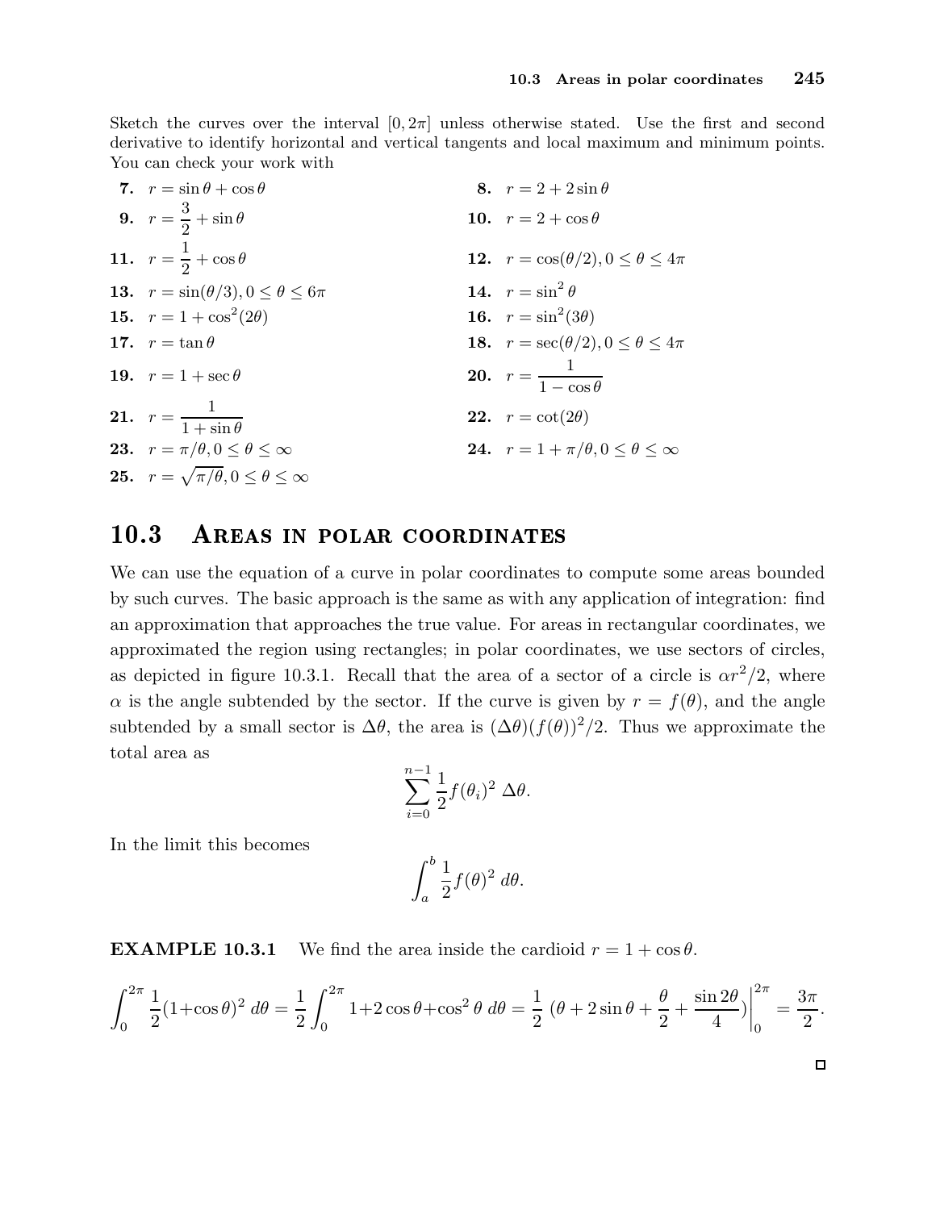Sketch the curves over the interval $[0, 2\pi]$ unless otherwise stated. Use the first and second derivative to identify horizontal and vertical tangents and local maximum and minimum points. You can check your work with

**7.** $r = \sin\theta + \cos\theta$

**8.** $r = 2 + 2\sin\theta$

**9.** $r = \dfrac{3}{2} + \sin\theta$

**10.** $r = 2 + \cos\theta$

**11.** $r = \dfrac{1}{2} + \cos\theta$

**12.** $r = \cos(\theta/2), 0 \le \theta \le 4\pi$

**13.** $r = \sin(\theta/3), 0 \le \theta \le 6\pi$

**14.** $r = \sin^2\theta$

**15.** $r = 1 + \cos^2(2\theta)$

**16.** $r = \sin^2(3\theta)$

**17.** $r = \tan\theta$

**18.** $r = \sec(\theta/2), 0 \le \theta \le 4\pi$

**19.** $r = 1 + \sec\theta$

**20.** $r = \dfrac{1}{1 - \cos\theta}$

**21.** $r = \dfrac{1}{1 + \sin\theta}$

**22.** $r = \cot(2\theta)$

**23.** $r = \pi/\theta, 0 \le \theta \le \infty$

**24.** $r = 1 + \pi/\theta, 0 \le \theta \le \infty$

**25.** $r = \sqrt{\pi/\theta}, 0 \le \theta \le \infty$

## 10.3 Areas in polar coordinates

We can use the equation of a curve in polar coordinates to compute some areas bounded by such curves. The basic approach is the same as with any application of integration: find an approximation that approaches the true value. For areas in rectangular coordinates, we approximated the region using rectangles; in polar coordinates, we use sectors of circles, as depicted in figure 10.3.1. Recall that the area of a sector of a circle is $\alpha r^2/2$, where $\alpha$ is the angle subtended by the sector. If the curve is given by $r = f(\theta)$, and the angle subtended by a small sector is $\Delta\theta$, the area is $(\Delta\theta)(f(\theta))^2/2$. Thus we approximate the total area as

$$\sum_{i=0}^{n-1} \frac{1}{2} f(\theta_i)^2 \, \Delta\theta.$$

In the limit this becomes

$$\int_a^b \frac{1}{2} f(\theta)^2 \, d\theta.$$

**EXAMPLE 10.3.1** We find the area inside the cardioid $r = 1 + \cos\theta$.

$$\int_0^{2\pi} \frac{1}{2}(1+\cos\theta)^2 \, d\theta = \frac{1}{2}\int_0^{2\pi} 1+2\cos\theta+\cos^2\theta \, d\theta = \frac{1}{2} \left(\theta + 2\sin\theta + \frac{\theta}{2} + \frac{\sin 2\theta}{4}\right)\Big|_0^{2\pi} = \frac{3\pi}{2}.$$

□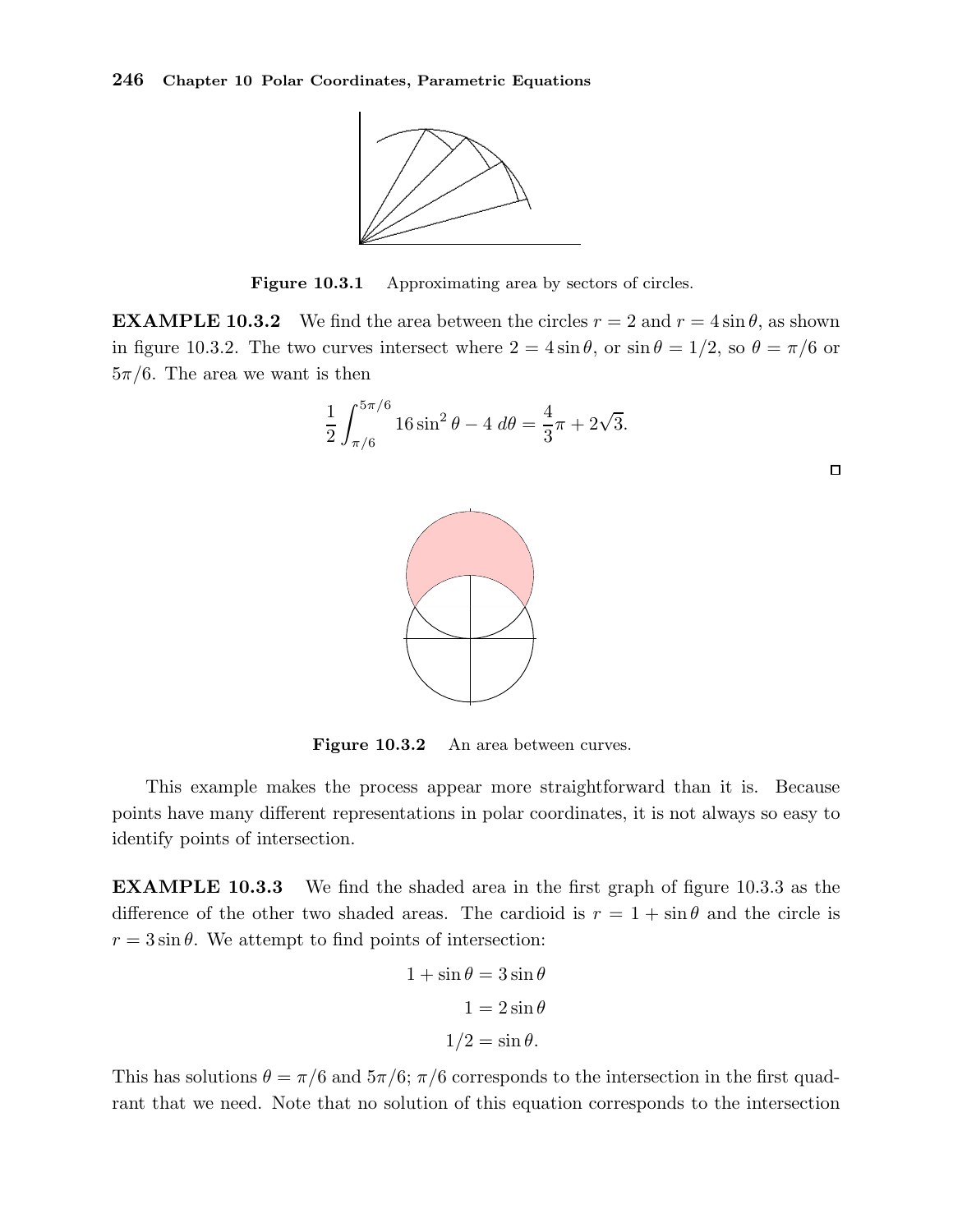**Figure 10.3.1** Approximating area by sectors of circles.

**EXAMPLE 10.3.2** We find the area between the circles $r = 2$ and $r = 4\sin\theta$, as shown in figure 10.3.2. The two curves intersect where $2 = 4\sin\theta$, or $\sin\theta = 1/2$, so $\theta = \pi/6$ or $5\pi/6$. The area we want is then

$$\frac{1}{2}\int_{\pi/6}^{5\pi/6} 16\sin^2\theta - 4\, d\theta = \frac{4}{3}\pi + 2\sqrt{3}.$$

□

**Figure 10.3.2** An area between curves.

This example makes the process appear more straightforward than it is. Because points have many different representations in polar coordinates, it is not always so easy to identify points of intersection.

**EXAMPLE 10.3.3** We find the shaded area in the first graph of figure 10.3.3 as the difference of the other two shaded areas. The cardioid is $r = 1 + \sin\theta$ and the circle is $r = 3\sin\theta$. We attempt to find points of intersection:

$$\begin{aligned} 1 + \sin\theta &= 3\sin\theta \\ 1 &= 2\sin\theta \\ 1/2 &= \sin\theta. \end{aligned}$$

This has solutions $\theta = \pi/6$ and $5\pi/6$; $\pi/6$ corresponds to the intersection in the first quadrant that we need. Note that no solution of this equation corresponds to the intersection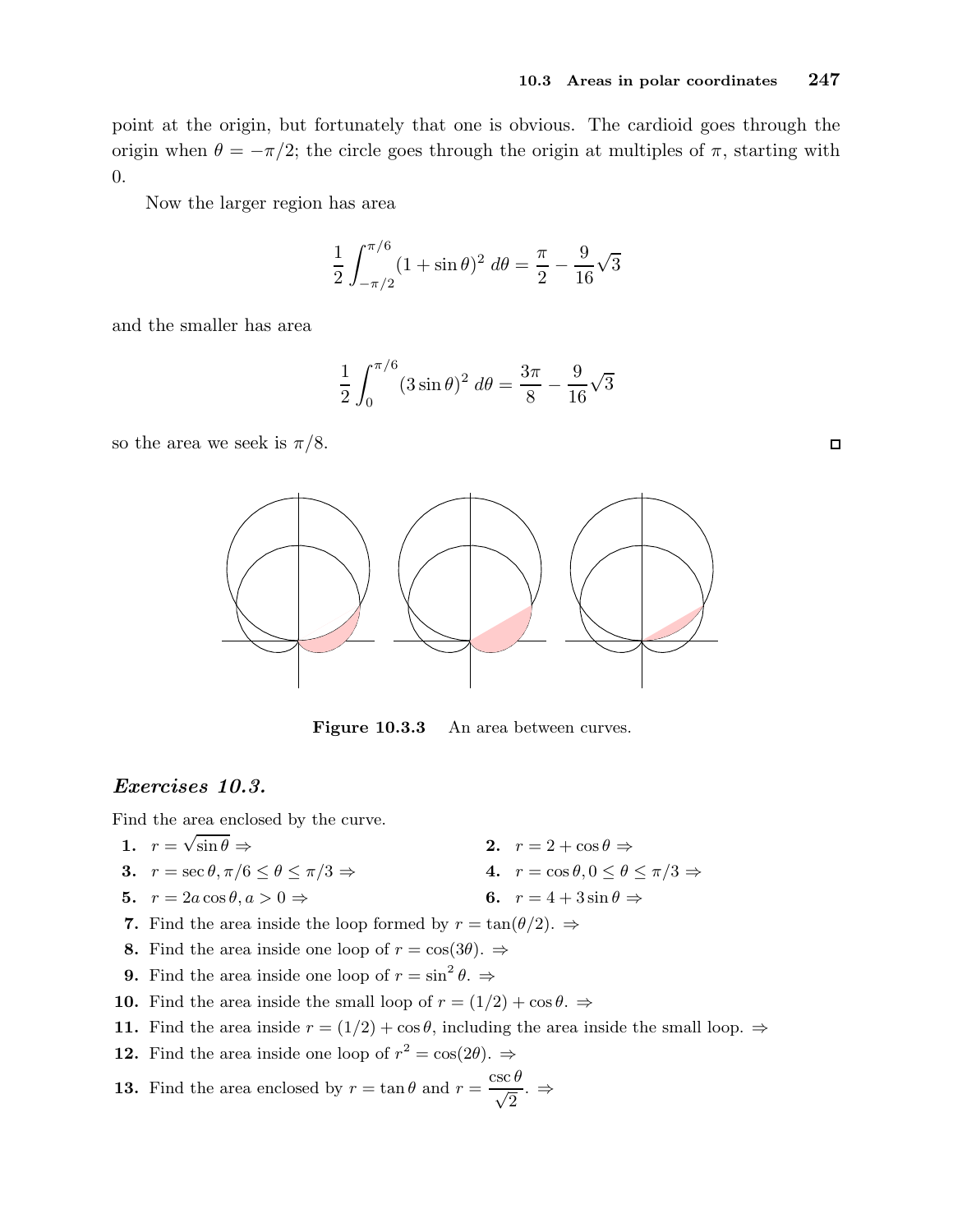point at the origin, but fortunately that one is obvious. The cardioid goes through the origin when $\theta = -\pi/2$; the circle goes through the origin at multiples of $\pi$, starting with 0.

Now the larger region has area

$$\frac{1}{2}\int_{-\pi/2}^{\pi/6}(1+\sin\theta)^2\,d\theta = \frac{\pi}{2} - \frac{9}{16}\sqrt{3}$$

and the smaller has area

$$\frac{1}{2}\int_{0}^{\pi/6}(3\sin\theta)^2\,d\theta = \frac{3\pi}{8} - \frac{9}{16}\sqrt{3}$$

so the area we seek is $\pi/8$. □

**Figure 10.3.3** An area between curves.

## *Exercises 10.3.*

Find the area enclosed by the curve.

**1.** $r = \sqrt{\sin\theta}$ ⇒

**2.** $r = 2 + \cos\theta$ ⇒

**3.** $r = \sec\theta, \pi/6 \le \theta \le \pi/3$ ⇒

**4.** $r = \cos\theta, 0 \le \theta \le \pi/3$ ⇒

**5.** $r = 2a\cos\theta, a > 0$ ⇒

**6.** $r = 4 + 3\sin\theta$ ⇒

**7.** Find the area inside the loop formed by $r = \tan(\theta/2)$. ⇒

**8.** Find the area inside one loop of $r = \cos(3\theta)$. ⇒

**9.** Find the area inside one loop of $r = \sin^2\theta$. ⇒

**10.** Find the area inside the small loop of $r = (1/2) + \cos\theta$. ⇒

**11.** Find the area inside $r = (1/2) + \cos\theta$, including the area inside the small loop. ⇒

**12.** Find the area inside one loop of $r^2 = \cos(2\theta)$. ⇒

**13.** Find the area enclosed by $r = \tan\theta$ and $r = \dfrac{\csc\theta}{\sqrt{2}}$. ⇒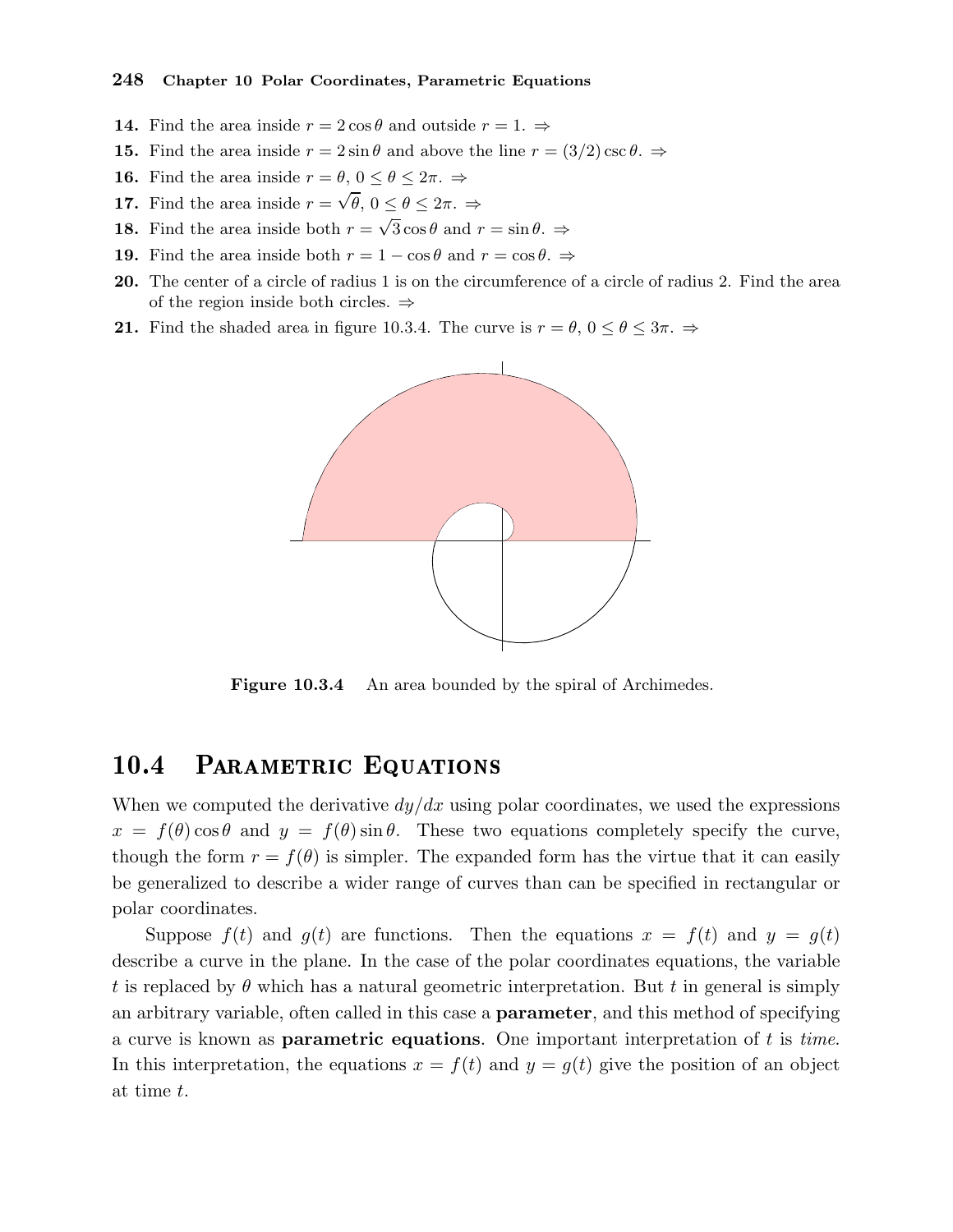**14.** Find the area inside $r = 2\cos\theta$ and outside $r = 1$. ⇒

**15.** Find the area inside $r = 2\sin\theta$ and above the line $r = (3/2)\csc\theta$. ⇒

**16.** Find the area inside $r = \theta$, $0 \le \theta \le 2\pi$. ⇒

**17.** Find the area inside $r = \sqrt{\theta}$, $0 \le \theta \le 2\pi$. ⇒

**18.** Find the area inside both $r = \sqrt{3}\cos\theta$ and $r = \sin\theta$. ⇒

**19.** Find the area inside both $r = 1 - \cos\theta$ and $r = \cos\theta$. ⇒

**20.** The center of a circle of radius 1 is on the circumference of a circle of radius 2. Find the area of the region inside both circles. ⇒

**21.** Find the shaded area in figure 10.3.4. The curve is $r = \theta$, $0 \le \theta \le 3\pi$. ⇒

**Figure 10.3.4** An area bounded by the spiral of Archimedes.

## 10.4 Parametric Equations

When we computed the derivative $dy/dx$ using polar coordinates, we used the expressions $x = f(\theta)\cos\theta$ and $y = f(\theta)\sin\theta$. These two equations completely specify the curve, though the form $r = f(\theta)$ is simpler. The expanded form has the virtue that it can easily be generalized to describe a wider range of curves than can be specified in rectangular or polar coordinates.

Suppose $f(t)$ and $g(t)$ are functions. Then the equations $x = f(t)$ and $y = g(t)$ describe a curve in the plane. In the case of the polar coordinates equations, the variable $t$ is replaced by $\theta$ which has a natural geometric interpretation. But $t$ in general is simply an arbitrary variable, often called in this case a **parameter**, and this method of specifying a curve is known as **parametric equations**. One important interpretation of $t$ is *time*. In this interpretation, the equations $x = f(t)$ and $y = g(t)$ give the position of an object at time $t$.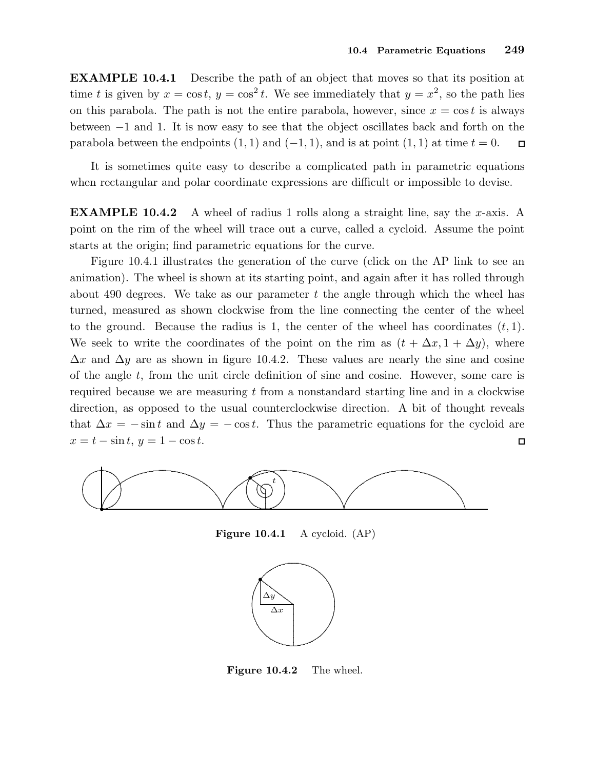**EXAMPLE 10.4.1** Describe the path of an object that moves so that its position at time $t$ is given by $x = \cos t$, $y = \cos^2 t$. We see immediately that $y = x^2$, so the path lies on this parabola. The path is not the entire parabola, however, since $x = \cos t$ is always between $-1$ and 1. It is now easy to see that the object oscillates back and forth on the parabola between the endpoints $(1, 1)$ and $(-1, 1)$, and is at point $(1, 1)$ at time $t = 0$. □

It is sometimes quite easy to describe a complicated path in parametric equations when rectangular and polar coordinate expressions are difficult or impossible to devise.

**EXAMPLE 10.4.2** A wheel of radius 1 rolls along a straight line, say the $x$-axis. A point on the rim of the wheel will trace out a curve, called a cycloid. Assume the point starts at the origin; find parametric equations for the curve.

Figure 10.4.1 illustrates the generation of the curve (click on the AP link to see an animation). The wheel is shown at its starting point, and again after it has rolled through about 490 degrees. We take as our parameter $t$ the angle through which the wheel has turned, measured as shown clockwise from the line connecting the center of the wheel to the ground. Because the radius is 1, the center of the wheel has coordinates $(t, 1)$. We seek to write the coordinates of the point on the rim as $(t + \Delta x, 1 + \Delta y)$, where $\Delta x$ and $\Delta y$ are as shown in figure 10.4.2. These values are nearly the sine and cosine of the angle $t$, from the unit circle definition of sine and cosine. However, some care is required because we are measuring $t$ from a nonstandard starting line and in a clockwise direction, as opposed to the usual counterclockwise direction. A bit of thought reveals that $\Delta x = -\sin t$ and $\Delta y = -\cos t$. Thus the parametric equations for the cycloid are $x = t - \sin t$, $y = 1 - \cos t$. □

**Figure 10.4.1** A cycloid. (AP)

**Figure 10.4.2** The wheel.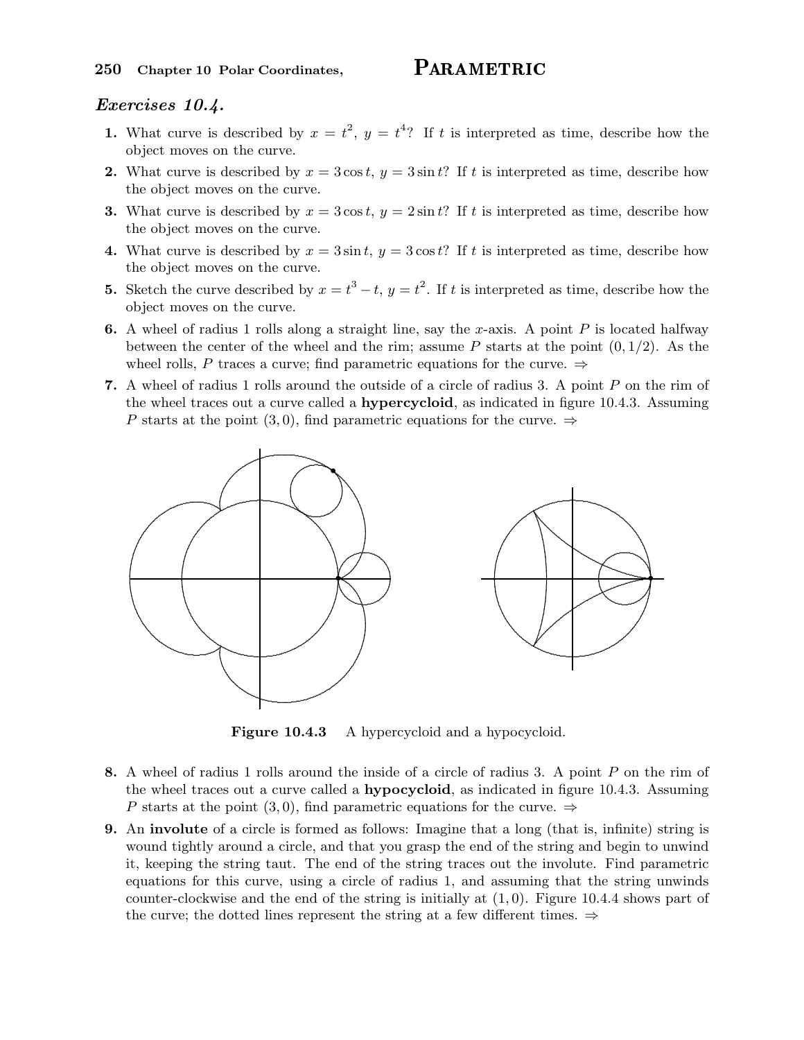## *Exercises 10.4.*

1. What curve is described by $x = t^2$, $y = t^4$? If $t$ is interpreted as time, describe how the object moves on the curve.
2. What curve is described by $x = 3\cos t$, $y = 3\sin t$? If $t$ is interpreted as time, describe how the object moves on the curve.
3. What curve is described by $x = 3\cos t$, $y = 2\sin t$? If $t$ is interpreted as time, describe how the object moves on the curve.
4. What curve is described by $x = 3\sin t$, $y = 3\cos t$? If $t$ is interpreted as time, describe how the object moves on the curve.
5. Sketch the curve described by $x = t^3 - t$, $y = t^2$. If $t$ is interpreted as time, describe how the object moves on the curve.
6. A wheel of radius 1 rolls along a straight line, say the $x$-axis. A point $P$ is located halfway between the center of the wheel and the rim; assume $P$ starts at the point $(0, 1/2)$. As the wheel rolls, $P$ traces a curve; find parametric equations for the curve. ⇒
7. A wheel of radius 1 rolls around the outside of a circle of radius 3. A point $P$ on the rim of the wheel traces out a curve called a **hypercycloid**, as indicated in figure 10.4.3. Assuming $P$ starts at the point $(3, 0)$, find parametric equations for the curve. ⇒

**Figure 10.4.3** A hypercycloid and a hypocycloid.

8. A wheel of radius 1 rolls around the inside of a circle of radius 3. A point $P$ on the rim of the wheel traces out a curve called a **hypocycloid**, as indicated in figure 10.4.3. Assuming $P$ starts at the point $(3, 0)$, find parametric equations for the curve. ⇒
9. An **involute** of a circle is formed as follows: Imagine that a long (that is, infinite) string is wound tightly around a circle, and that you grasp the end of the string and begin to unwind it, keeping the string taut. The end of the string traces out the involute. Find parametric equations for this curve, using a circle of radius 1, and assuming that the string unwinds counter-clockwise and the end of the string is initially at $(1, 0)$. Figure 10.4.4 shows part of the curve; the dotted lines represent the string at a few different times. ⇒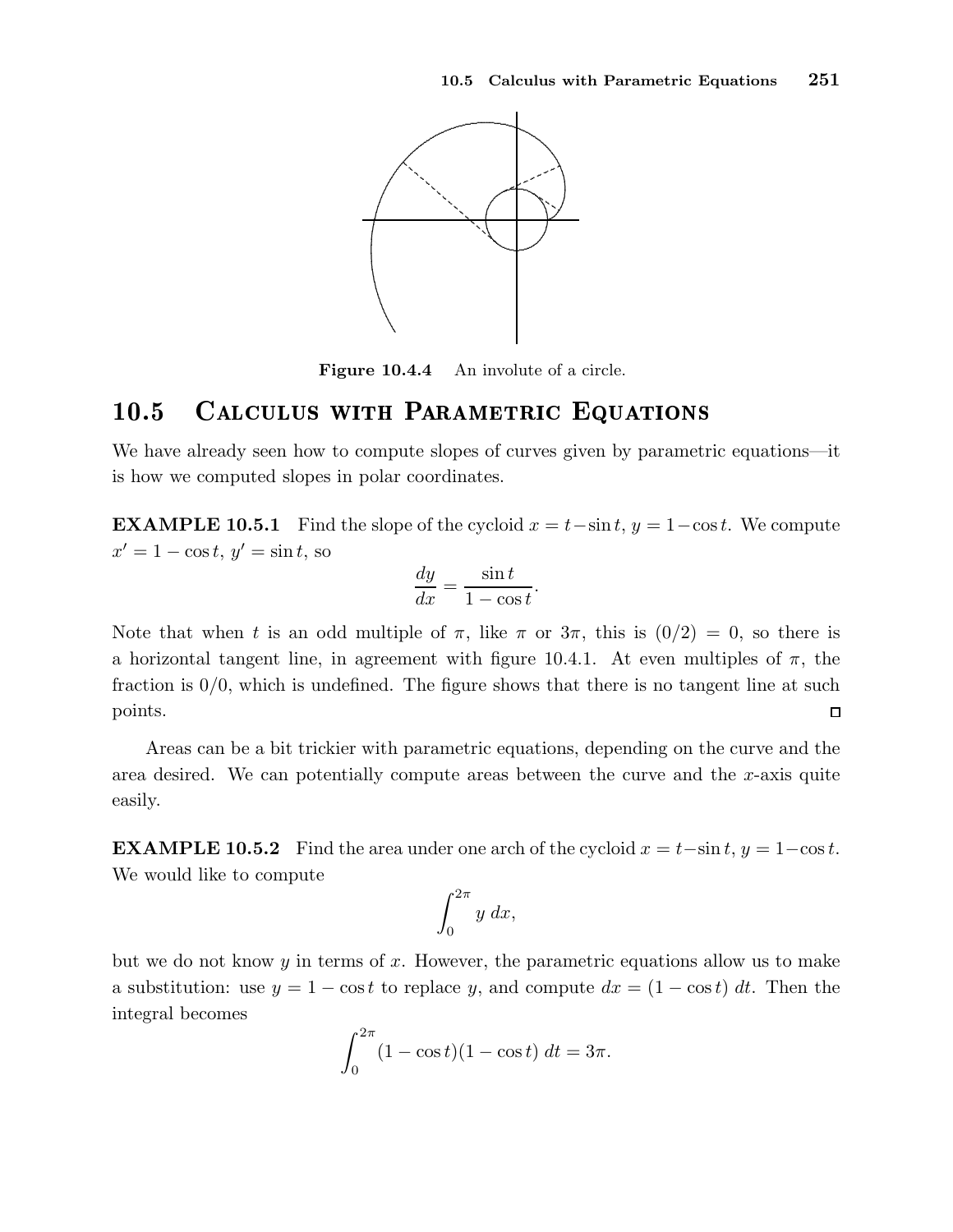**Figure 10.4.4** An involute of a circle.

## 10.5 Calculus with Parametric Equations

We have already seen how to compute slopes of curves given by parametric equations—it is how we computed slopes in polar coordinates.

**EXAMPLE 10.5.1** Find the slope of the cycloid $x = t - \sin t$, $y = 1 - \cos t$. We compute $x' = 1 - \cos t$, $y' = \sin t$, so

$$\frac{dy}{dx} = \frac{\sin t}{1 - \cos t}.$$

Note that when $t$ is an odd multiple of $\pi$, like $\pi$ or $3\pi$, this is $(0/2) = 0$, so there is a horizontal tangent line, in agreement with figure 10.4.1. At even multiples of $\pi$, the fraction is $0/0$, which is undefined. The figure shows that there is no tangent line at such points. □

Areas can be a bit trickier with parametric equations, depending on the curve and the area desired. We can potentially compute areas between the curve and the $x$-axis quite easily.

**EXAMPLE 10.5.2** Find the area under one arch of the cycloid $x = t - \sin t$, $y = 1 - \cos t$. We would like to compute

$$\int_0^{2\pi} y \, dx,$$

but we do not know $y$ in terms of $x$. However, the parametric equations allow us to make a substitution: use $y = 1 - \cos t$ to replace $y$, and compute $dx = (1 - \cos t)\, dt$. Then the integral becomes

$$\int_0^{2\pi} (1 - \cos t)(1 - \cos t)\, dt = 3\pi.$$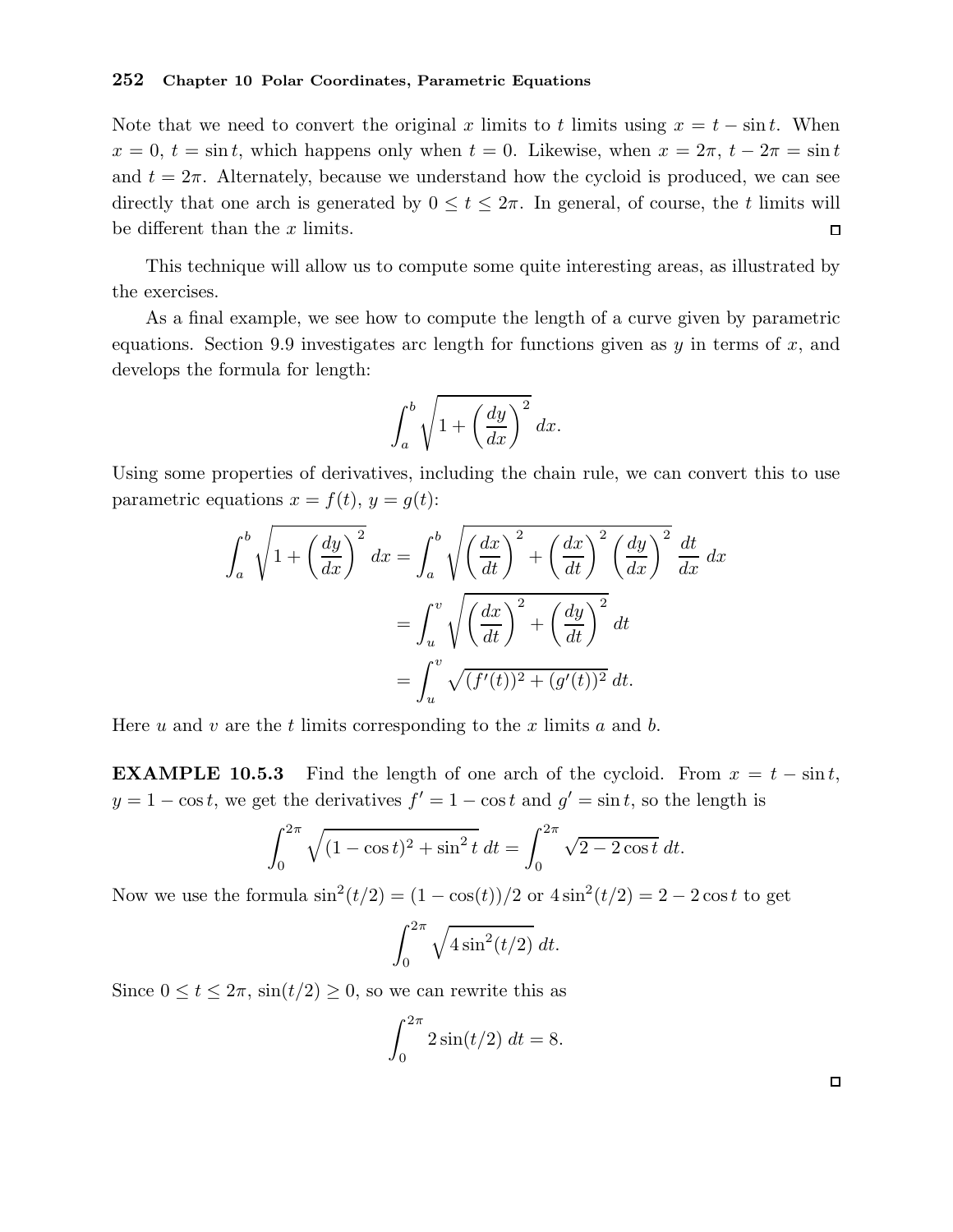Note that we need to convert the original $x$ limits to $t$ limits using $x = t - \sin t$. When $x = 0$, $t = \sin t$, which happens only when $t = 0$. Likewise, when $x = 2\pi$, $t - 2\pi = \sin t$ and $t = 2\pi$. Alternately, because we understand how the cycloid is produced, we can see directly that one arch is generated by $0 \le t \le 2\pi$. In general, of course, the $t$ limits will be different than the $x$ limits. □

This technique will allow us to compute some quite interesting areas, as illustrated by the exercises.

As a final example, we see how to compute the length of a curve given by parametric equations. Section 9.9 investigates arc length for functions given as $y$ in terms of $x$, and develops the formula for length:

$$\int_a^b \sqrt{1 + \left(\frac{dy}{dx}\right)^2}\, dx.$$

Using some properties of derivatives, including the chain rule, we can convert this to use parametric equations $x = f(t)$, $y = g(t)$:

$$\begin{aligned}
\int_a^b \sqrt{1 + \left(\frac{dy}{dx}\right)^2}\, dx &= \int_a^b \sqrt{\left(\frac{dx}{dt}\right)^2 + \left(\frac{dx}{dt}\right)^2 \left(\frac{dy}{dx}\right)^2}\ \frac{dt}{dx}\, dx \\
&= \int_u^v \sqrt{\left(\frac{dx}{dt}\right)^2 + \left(\frac{dy}{dt}\right)^2}\, dt \\
&= \int_u^v \sqrt{(f'(t))^2 + (g'(t))^2}\, dt.
\end{aligned}$$

Here $u$ and $v$ are the $t$ limits corresponding to the $x$ limits $a$ and $b$.

**EXAMPLE 10.5.3** Find the length of one arch of the cycloid. From $x = t - \sin t$, $y = 1 - \cos t$, we get the derivatives $f' = 1 - \cos t$ and $g' = \sin t$, so the length is

$$\int_0^{2\pi} \sqrt{(1 - \cos t)^2 + \sin^2 t}\, dt = \int_0^{2\pi} \sqrt{2 - 2\cos t}\, dt.$$

Now we use the formula $\sin^2(t/2) = (1 - \cos(t))/2$ or $4\sin^2(t/2) = 2 - 2\cos t$ to get

$$\int_0^{2\pi} \sqrt{4\sin^2(t/2)}\, dt.$$

Since $0 \le t \le 2\pi$, $\sin(t/2) \ge 0$, so we can rewrite this as

$$\int_0^{2\pi} 2\sin(t/2)\, dt = 8.$$

□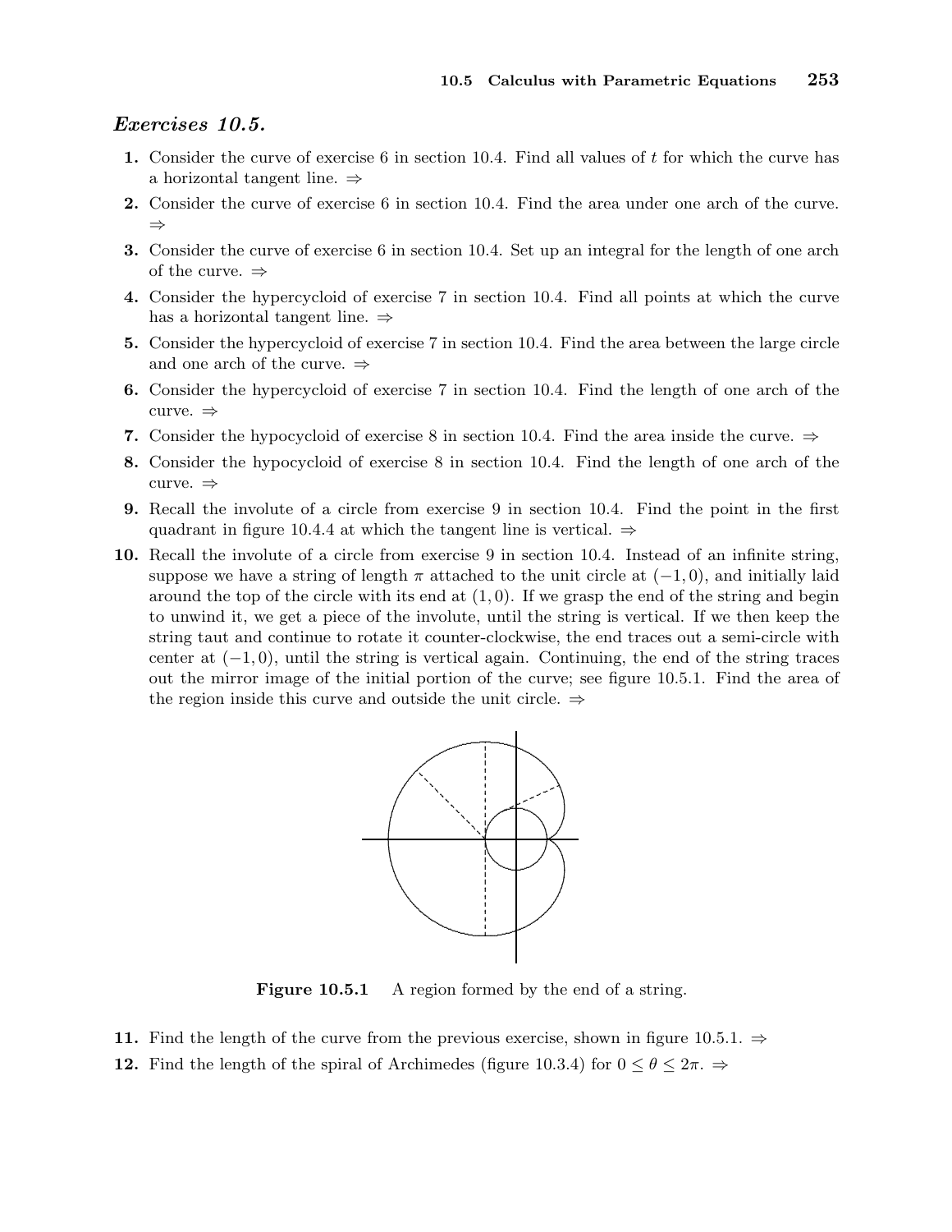### *Exercises 10.5.*

**1.** Consider the curve of exercise 6 in section 10.4. Find all values of $t$ for which the curve has a horizontal tangent line. ⇒

**2.** Consider the curve of exercise 6 in section 10.4. Find the area under one arch of the curve. ⇒

**3.** Consider the curve of exercise 6 in section 10.4. Set up an integral for the length of one arch of the curve. ⇒

**4.** Consider the hypercycloid of exercise 7 in section 10.4. Find all points at which the curve has a horizontal tangent line. ⇒

**5.** Consider the hypercycloid of exercise 7 in section 10.4. Find the area between the large circle and one arch of the curve. ⇒

**6.** Consider the hypercycloid of exercise 7 in section 10.4. Find the length of one arch of the curve. ⇒

**7.** Consider the hypocycloid of exercise 8 in section 10.4. Find the area inside the curve. ⇒

**8.** Consider the hypocycloid of exercise 8 in section 10.4. Find the length of one arch of the curve. ⇒

**9.** Recall the involute of a circle from exercise 9 in section 10.4. Find the point in the first quadrant in figure 10.4.4 at which the tangent line is vertical. ⇒

**10.** Recall the involute of a circle from exercise 9 in section 10.4. Instead of an infinite string, suppose we have a string of length $\pi$ attached to the unit circle at $(-1, 0)$, and initially laid around the top of the circle with its end at $(1, 0)$. If we grasp the end of the string and begin to unwind it, we get a piece of the involute, until the string is vertical. If we then keep the string taut and continue to rotate it counter-clockwise, the end traces out a semi-circle with center at $(-1, 0)$, until the string is vertical again. Continuing, the end of the string traces out the mirror image of the initial portion of the curve; see figure 10.5.1. Find the area of the region inside this curve and outside the unit circle. ⇒

**Figure 10.5.1** A region formed by the end of a string.

**11.** Find the length of the curve from the previous exercise, shown in figure 10.5.1. ⇒

**12.** Find the length of the spiral of Archimedes (figure 10.3.4) for $0 \le \theta \le 2\pi$. ⇒